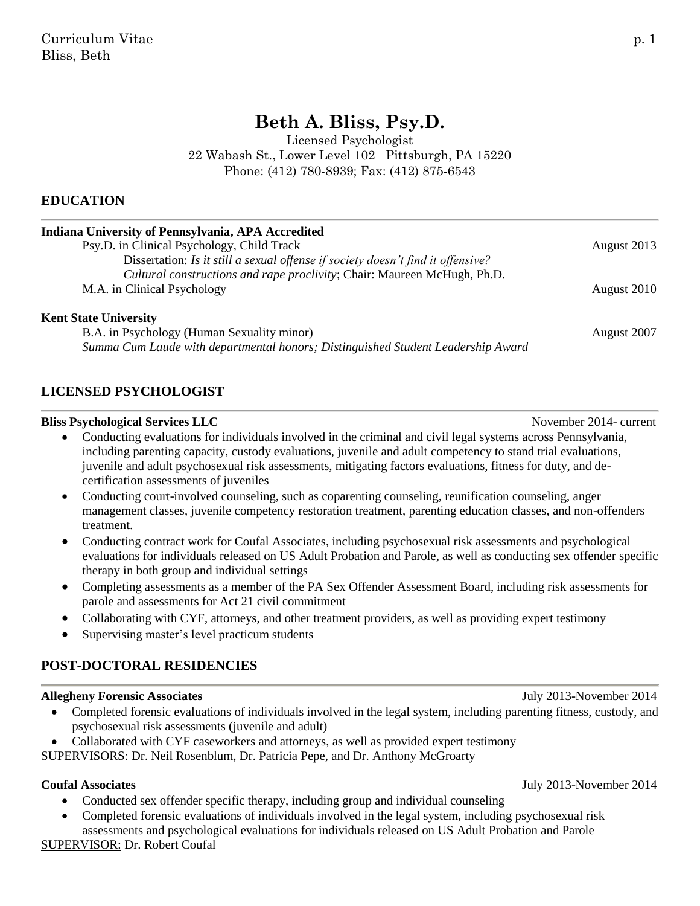# Beth A. Bliss, Psy.D.

Licensed Psychologist
22 Wabash St., Lower Level 102 Pittsburgh, PA 15220
Phone: (412) 780-8939; Fax: (412) 875-6543

## EDUCATION

**Indiana University of Pennsylvania, APA Accredited**

Psy.D. in Clinical Psychology, Child Track — August 2013

Dissertation: *Is it still a sexual offense if society doesn't find it offensive? Cultural constructions and rape proclivity*; Chair: Maureen McHugh, Ph.D.

M.A. in Clinical Psychology — August 2010

**Kent State University**

B.A. in Psychology (Human Sexuality minor) — August 2007

*Summa Cum Laude with departmental honors; Distinguished Student Leadership Award*

## LICENSED PSYCHOLOGIST

**Bliss Psychological Services LLC** — November 2014- current

- Conducting evaluations for individuals involved in the criminal and civil legal systems across Pennsylvania, including parenting capacity, custody evaluations, juvenile and adult competency to stand trial evaluations, juvenile and adult psychosexual risk assessments, mitigating factors evaluations, fitness for duty, and de-certification assessments of juveniles
- Conducting court-involved counseling, such as coparenting counseling, reunification counseling, anger management classes, juvenile competency restoration treatment, parenting education classes, and non-offenders treatment.
- Conducting contract work for Coufal Associates, including psychosexual risk assessments and psychological evaluations for individuals released on US Adult Probation and Parole, as well as conducting sex offender specific therapy in both group and individual settings
- Completing assessments as a member of the PA Sex Offender Assessment Board, including risk assessments for parole and assessments for Act 21 civil commitment
- Collaborating with CYF, attorneys, and other treatment providers, as well as providing expert testimony
- Supervising master's level practicum students

## POST-DOCTORAL RESIDENCIES

**Allegheny Forensic Associates** — July 2013-November 2014

- Completed forensic evaluations of individuals involved in the legal system, including parenting fitness, custody, and psychosexual risk assessments (juvenile and adult)
- Collaborated with CYF caseworkers and attorneys, as well as provided expert testimony

SUPERVISORS: Dr. Neil Rosenblum, Dr. Patricia Pepe, and Dr. Anthony McGroarty

**Coufal Associates** — July 2013-November 2014

- Conducted sex offender specific therapy, including group and individual counseling
- Completed forensic evaluations of individuals involved in the legal system, including psychosexual risk assessments and psychological evaluations for individuals released on US Adult Probation and Parole

SUPERVISOR: Dr. Robert Coufal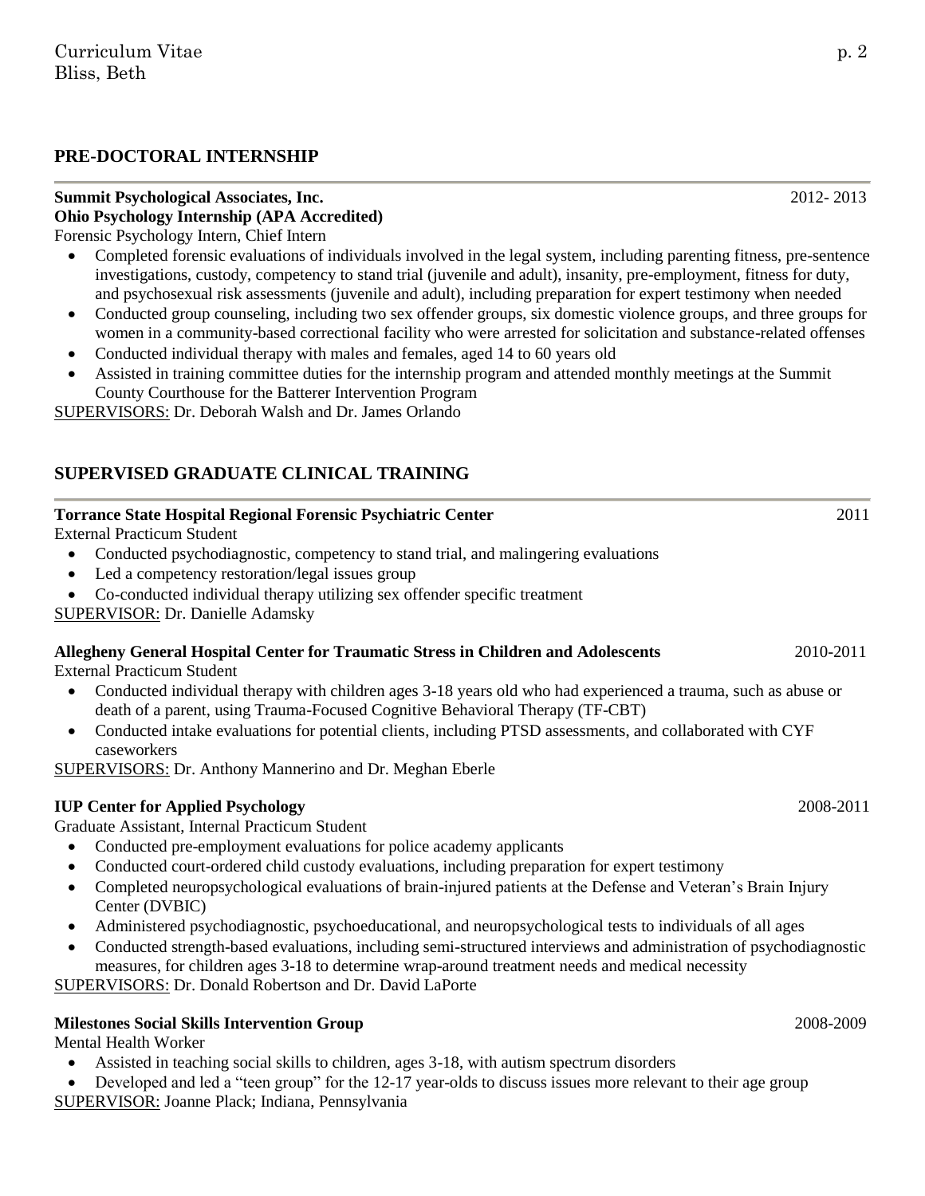## PRE-DOCTORAL INTERNSHIP

**Summit Psychological Associates, Inc.** 2012- 2013
**Ohio Psychology Internship (APA Accredited)**
Forensic Psychology Intern, Chief Intern

- Completed forensic evaluations of individuals involved in the legal system, including parenting fitness, pre-sentence investigations, custody, competency to stand trial (juvenile and adult), insanity, pre-employment, fitness for duty, and psychosexual risk assessments (juvenile and adult), including preparation for expert testimony when needed
- Conducted group counseling, including two sex offender groups, six domestic violence groups, and three groups for women in a community-based correctional facility who were arrested for solicitation and substance-related offenses
- Conducted individual therapy with males and females, aged 14 to 60 years old
- Assisted in training committee duties for the internship program and attended monthly meetings at the Summit County Courthouse for the Batterer Intervention Program

SUPERVISORS: Dr. Deborah Walsh and Dr. James Orlando

## SUPERVISED GRADUATE CLINICAL TRAINING

**Torrance State Hospital Regional Forensic Psychiatric Center** 2011
External Practicum Student

- Conducted psychodiagnostic, competency to stand trial, and malingering evaluations
- Led a competency restoration/legal issues group
- Co-conducted individual therapy utilizing sex offender specific treatment

SUPERVISOR: Dr. Danielle Adamsky

**Allegheny General Hospital Center for Traumatic Stress in Children and Adolescents** 2010-2011
External Practicum Student

- Conducted individual therapy with children ages 3-18 years old who had experienced a trauma, such as abuse or death of a parent, using Trauma-Focused Cognitive Behavioral Therapy (TF-CBT)
- Conducted intake evaluations for potential clients, including PTSD assessments, and collaborated with CYF caseworkers

SUPERVISORS: Dr. Anthony Mannerino and Dr. Meghan Eberle

**IUP Center for Applied Psychology** 2008-2011
Graduate Assistant, Internal Practicum Student

- Conducted pre-employment evaluations for police academy applicants
- Conducted court-ordered child custody evaluations, including preparation for expert testimony
- Completed neuropsychological evaluations of brain-injured patients at the Defense and Veteran's Brain Injury Center (DVBIC)
- Administered psychodiagnostic, psychoeducational, and neuropsychological tests to individuals of all ages
- Conducted strength-based evaluations, including semi-structured interviews and administration of psychodiagnostic measures, for children ages 3-18 to determine wrap-around treatment needs and medical necessity

SUPERVISORS: Dr. Donald Robertson and Dr. David LaPorte

**Milestones Social Skills Intervention Group** 2008-2009
Mental Health Worker

- Assisted in teaching social skills to children, ages 3-18, with autism spectrum disorders
- Developed and led a "teen group" for the 12-17 year-olds to discuss issues more relevant to their age group

SUPERVISOR: Joanne Plack; Indiana, Pennsylvania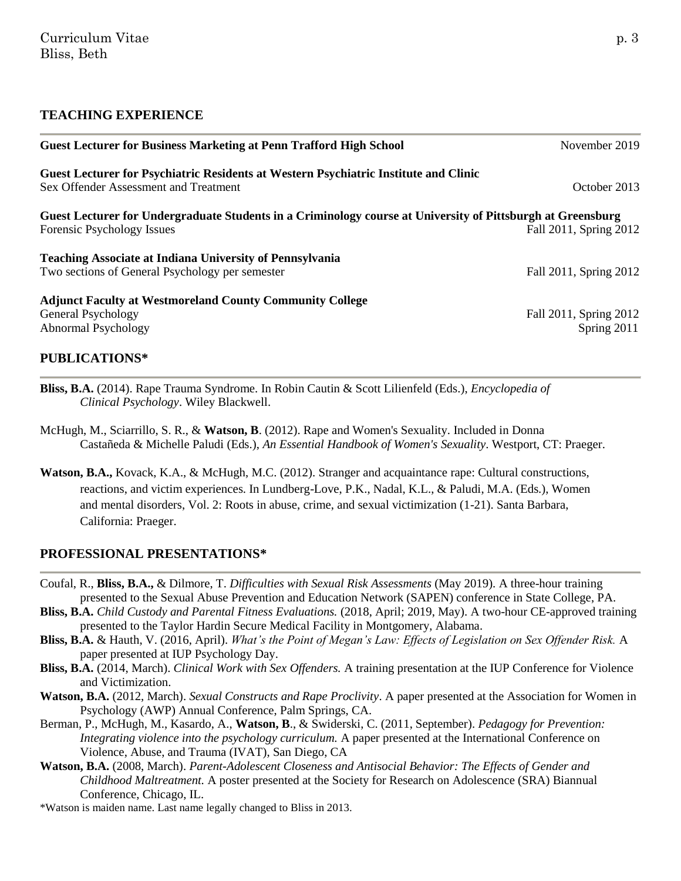## TEACHING EXPERIENCE

**Guest Lecturer for Business Marketing at Penn Trafford High School** — November 2019

**Guest Lecturer for Psychiatric Residents at Western Psychiatric Institute and Clinic**
Sex Offender Assessment and Treatment — October 2013

**Guest Lecturer for Undergraduate Students in a Criminology course at University of Pittsburgh at Greensburg**
Forensic Psychology Issues — Fall 2011, Spring 2012

**Teaching Associate at Indiana University of Pennsylvania**
Two sections of General Psychology per semester — Fall 2011, Spring 2012

**Adjunct Faculty at Westmoreland County Community College**
General Psychology — Fall 2011, Spring 2012
Abnormal Psychology — Spring 2011

## PUBLICATIONS*

**Bliss, B.A.** (2014). Rape Trauma Syndrome. In Robin Cautin & Scott Lilienfeld (Eds.), *Encyclopedia of Clinical Psychology*. Wiley Blackwell.

McHugh, M., Sciarrillo, S. R., & **Watson, B**. (2012). Rape and Women's Sexuality. Included in Donna Castañeda & Michelle Paludi (Eds.), *An Essential Handbook of Women's Sexuality*. Westport, CT: Praeger.

**Watson, B.A.,** Kovack, K.A., & McHugh, M.C. (2012). Stranger and acquaintance rape: Cultural constructions, reactions, and victim experiences. In Lundberg-Love, P.K., Nadal, K.L., & Paludi, M.A. (Eds.), Women and mental disorders, Vol. 2: Roots in abuse, crime, and sexual victimization (1-21). Santa Barbara, California: Praeger.

## PROFESSIONAL PRESENTATIONS*

Coufal, R., **Bliss, B.A.,** & Dilmore, T. *Difficulties with Sexual Risk Assessments* (May 2019). A three-hour training presented to the Sexual Abuse Prevention and Education Network (SAPEN) conference in State College, PA.

**Bliss, B.A.** *Child Custody and Parental Fitness Evaluations.* (2018, April; 2019, May). A two-hour CE-approved training presented to the Taylor Hardin Secure Medical Facility in Montgomery, Alabama.

**Bliss, B.A.** & Hauth, V. (2016, April). *What's the Point of Megan's Law: Effects of Legislation on Sex Offender Risk.* A paper presented at IUP Psychology Day.

**Bliss, B.A.** (2014, March). *Clinical Work with Sex Offenders.* A training presentation at the IUP Conference for Violence and Victimization.

**Watson, B.A.** (2012, March). *Sexual Constructs and Rape Proclivity*. A paper presented at the Association for Women in Psychology (AWP) Annual Conference, Palm Springs, CA.

Berman, P., McHugh, M., Kasardo, A., **Watson, B**., & Swiderski, C. (2011, September). *Pedagogy for Prevention: Integrating violence into the psychology curriculum.* A paper presented at the International Conference on Violence, Abuse, and Trauma (IVAT), San Diego, CA

**Watson, B.A.** (2008, March). *Parent-Adolescent Closeness and Antisocial Behavior: The Effects of Gender and Childhood Maltreatment.* A poster presented at the Society for Research on Adolescence (SRA) Biannual Conference, Chicago, IL.

*Watson is maiden name. Last name legally changed to Bliss in 2013.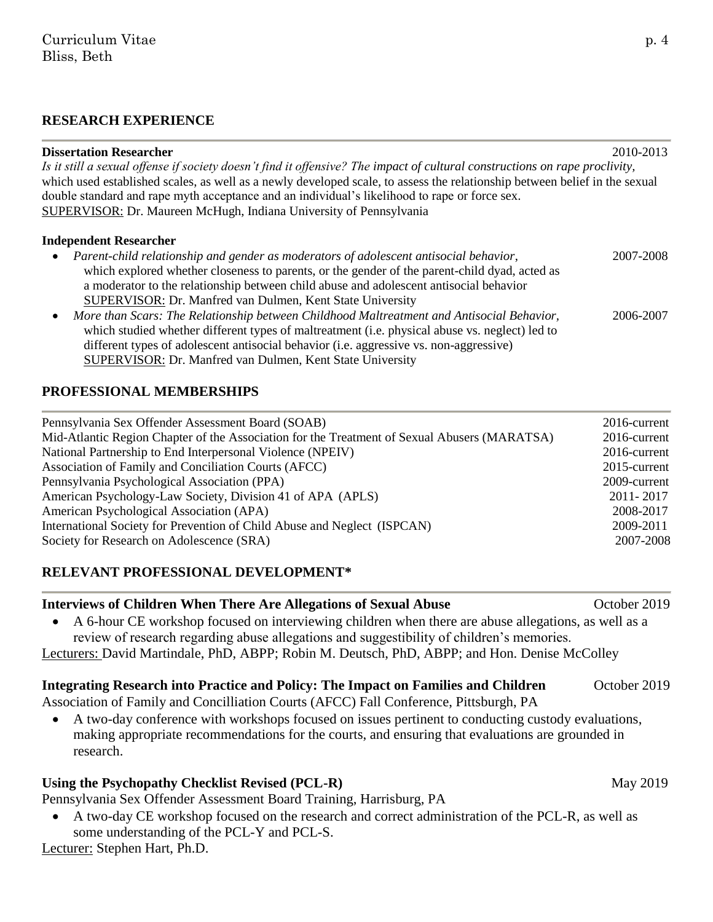## RESEARCH EXPERIENCE

**Dissertation Researcher** 2010-2013

*Is it still a sexual offense if society doesn't find it offensive? The impact of cultural constructions on rape proclivity*, which used established scales, as well as a newly developed scale, to assess the relationship between belief in the sexual double standard and rape myth acceptance and an individual's likelihood to rape or force sex.
SUPERVISOR: Dr. Maureen McHugh, Indiana University of Pennsylvania

**Independent Researcher**

- *Parent-child relationship and gender as moderators of adolescent antisocial behavior*, which explored whether closeness to parents, or the gender of the parent-child dyad, acted as a moderator to the relationship between child abuse and adolescent antisocial behavior 2007-2008
  SUPERVISOR: Dr. Manfred van Dulmen, Kent State University
- *More than Scars: The Relationship between Childhood Maltreatment and Antisocial Behavior*, which studied whether different types of maltreatment (i.e. physical abuse vs. neglect) led to different types of adolescent antisocial behavior (i.e. aggressive vs. non-aggressive) 2006-2007
  SUPERVISOR: Dr. Manfred van Dulmen, Kent State University

## PROFESSIONAL MEMBERSHIPS

| | |
|---|---|
| Pennsylvania Sex Offender Assessment Board (SOAB) | 2016-current |
| Mid-Atlantic Region Chapter of the Association for the Treatment of Sexual Abusers (MARATSA) | 2016-current |
| National Partnership to End Interpersonal Violence (NPEIV) | 2016-current |
| Association of Family and Conciliation Courts (AFCC) | 2015-current |
| Pennsylvania Psychological Association (PPA) | 2009-current |
| American Psychology-Law Society, Division 41 of APA (APLS) | 2011- 2017 |
| American Psychological Association (APA) | 2008-2017 |
| International Society for Prevention of Child Abuse and Neglect (ISPCAN) | 2009-2011 |
| Society for Research on Adolescence (SRA) | 2007-2008 |

## RELEVANT PROFESSIONAL DEVELOPMENT*

**Interviews of Children When There Are Allegations of Sexual Abuse** October 2019

- A 6-hour CE workshop focused on interviewing children when there are abuse allegations, as well as a review of research regarding abuse allegations and suggestibility of children's memories.

Lecturers: David Martindale, PhD, ABPP; Robin M. Deutsch, PhD, ABPP; and Hon. Denise McColley

**Integrating Research into Practice and Policy: The Impact on Families and Children** October 2019

Association of Family and Concilliation Courts (AFCC) Fall Conference, Pittsburgh, PA

- A two-day conference with workshops focused on issues pertinent to conducting custody evaluations, making appropriate recommendations for the courts, and ensuring that evaluations are grounded in research.

**Using the Psychopathy Checklist Revised (PCL-R)** May 2019

Pennsylvania Sex Offender Assessment Board Training, Harrisburg, PA

- A two-day CE workshop focused on the research and correct administration of the PCL-R, as well as some understanding of the PCL-Y and PCL-S.

Lecturer: Stephen Hart, Ph.D.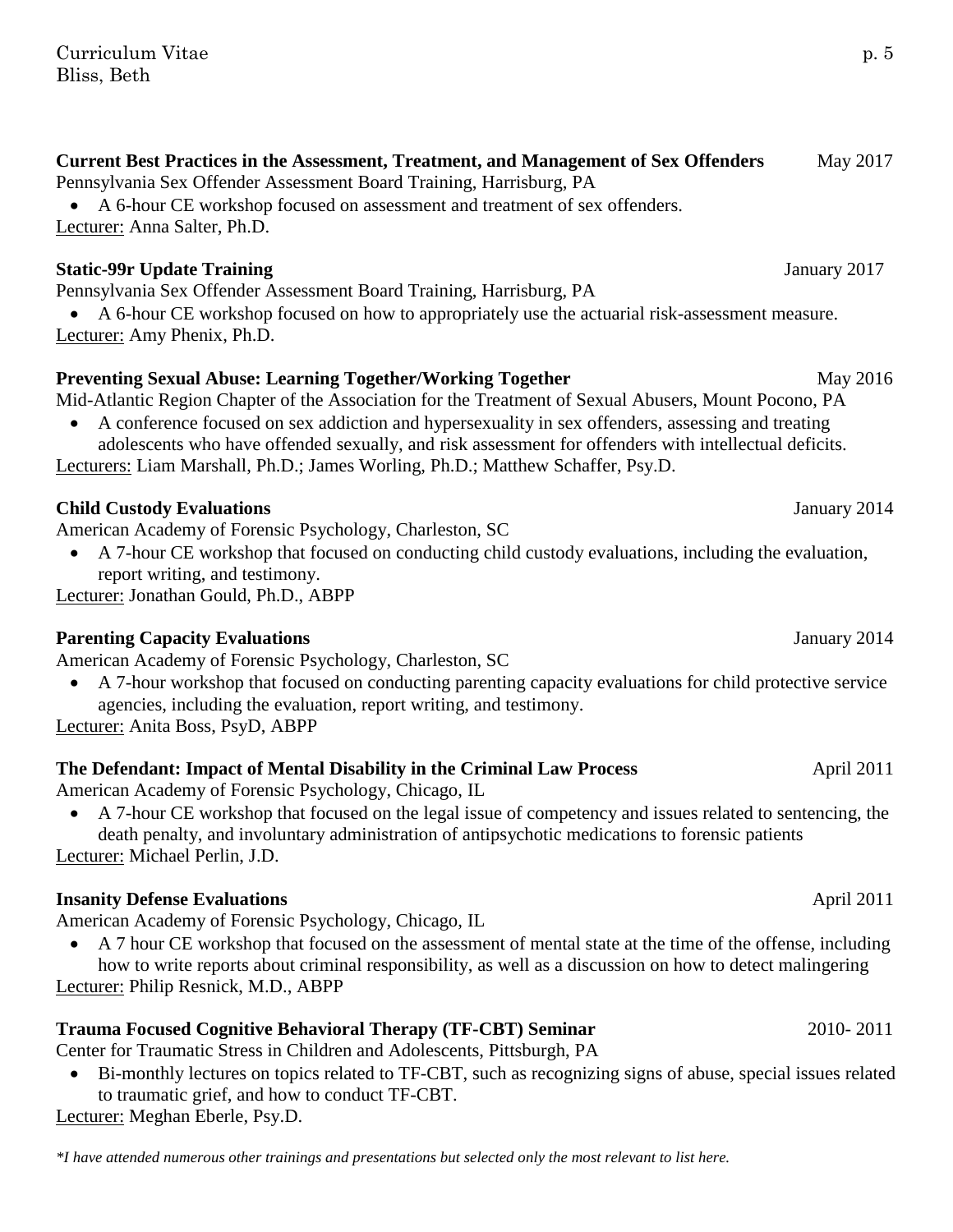**Current Best Practices in the Assessment, Treatment, and Management of Sex Offenders** May 2017
Pennsylvania Sex Offender Assessment Board Training, Harrisburg, PA

- A 6-hour CE workshop focused on assessment and treatment of sex offenders.

Lecturer: Anna Salter, Ph.D.

**Static-99r Update Training** January 2017
Pennsylvania Sex Offender Assessment Board Training, Harrisburg, PA

- A 6-hour CE workshop focused on how to appropriately use the actuarial risk-assessment measure.

Lecturer: Amy Phenix, Ph.D.

**Preventing Sexual Abuse: Learning Together/Working Together** May 2016
Mid-Atlantic Region Chapter of the Association for the Treatment of Sexual Abusers, Mount Pocono, PA

- A conference focused on sex addiction and hypersexuality in sex offenders, assessing and treating adolescents who have offended sexually, and risk assessment for offenders with intellectual deficits.

Lecturers: Liam Marshall, Ph.D.; James Worling, Ph.D.; Matthew Schaffer, Psy.D.

**Child Custody Evaluations** January 2014
American Academy of Forensic Psychology, Charleston, SC

- A 7-hour CE workshop that focused on conducting child custody evaluations, including the evaluation, report writing, and testimony.

Lecturer: Jonathan Gould, Ph.D., ABPP

**Parenting Capacity Evaluations** January 2014
American Academy of Forensic Psychology, Charleston, SC

- A 7-hour workshop that focused on conducting parenting capacity evaluations for child protective service agencies, including the evaluation, report writing, and testimony.

Lecturer: Anita Boss, PsyD, ABPP

**The Defendant: Impact of Mental Disability in the Criminal Law Process** April 2011
American Academy of Forensic Psychology, Chicago, IL

- A 7-hour CE workshop that focused on the legal issue of competency and issues related to sentencing, the death penalty, and involuntary administration of antipsychotic medications to forensic patients

Lecturer: Michael Perlin, J.D.

**Insanity Defense Evaluations** April 2011
American Academy of Forensic Psychology, Chicago, IL

- A 7 hour CE workshop that focused on the assessment of mental state at the time of the offense, including how to write reports about criminal responsibility, as well as a discussion on how to detect malingering

Lecturer: Philip Resnick, M.D., ABPP

**Trauma Focused Cognitive Behavioral Therapy (TF-CBT) Seminar** 2010- 2011
Center for Traumatic Stress in Children and Adolescents, Pittsburgh, PA

- Bi-monthly lectures on topics related to TF-CBT, such as recognizing signs of abuse, special issues related to traumatic grief, and how to conduct TF-CBT.

Lecturer: Meghan Eberle, Psy.D.

*\*I have attended numerous other trainings and presentations but selected only the most relevant to list here.*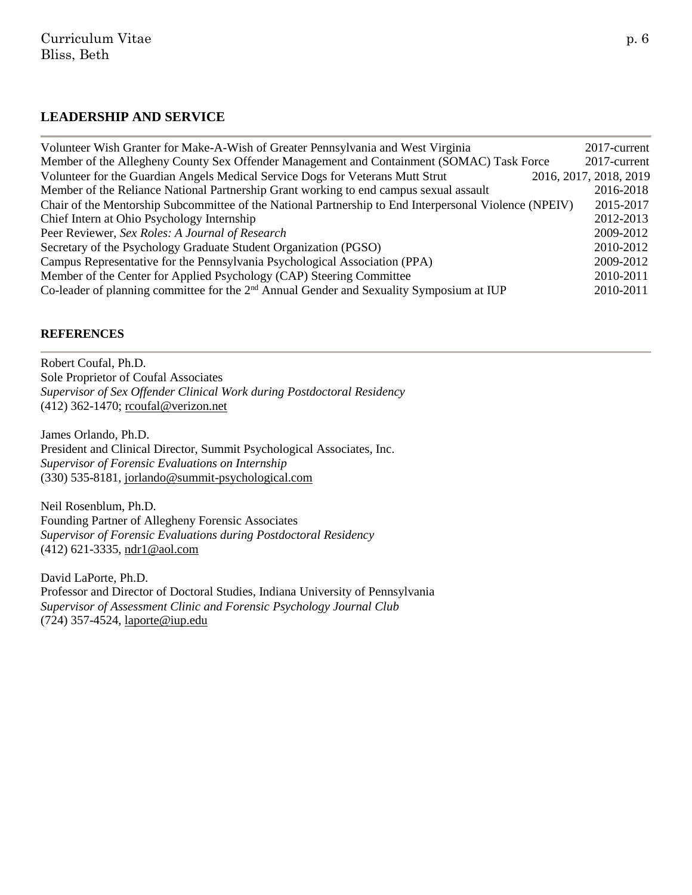## LEADERSHIP AND SERVICE

| | |
|---|---|
| Volunteer Wish Granter for Make-A-Wish of Greater Pennsylvania and West Virginia | 2017-current |
| Member of the Allegheny County Sex Offender Management and Containment (SOMAC) Task Force | 2017-current |
| Volunteer for the Guardian Angels Medical Service Dogs for Veterans Mutt Strut | 2016, 2017, 2018, 2019 |
| Member of the Reliance National Partnership Grant working to end campus sexual assault | 2016-2018 |
| Chair of the Mentorship Subcommittee of the National Partnership to End Interpersonal Violence (NPEIV) | 2015-2017 |
| Chief Intern at Ohio Psychology Internship | 2012-2013 |
| Peer Reviewer, *Sex Roles: A Journal of Research* | 2009-2012 |
| Secretary of the Psychology Graduate Student Organization (PGSO) | 2010-2012 |
| Campus Representative for the Pennsylvania Psychological Association (PPA) | 2009-2012 |
| Member of the Center for Applied Psychology (CAP) Steering Committee | 2010-2011 |
| Co-leader of planning committee for the 2nd Annual Gender and Sexuality Symposium at IUP | 2010-2011 |

## REFERENCES

Robert Coufal, Ph.D.
Sole Proprietor of Coufal Associates
*Supervisor of Sex Offender Clinical Work during Postdoctoral Residency*
(412) 362-1470; rcoufal@verizon.net

James Orlando, Ph.D.
President and Clinical Director, Summit Psychological Associates, Inc.
*Supervisor of Forensic Evaluations on Internship*
(330) 535-8181, jorlando@summit-psychological.com

Neil Rosenblum, Ph.D.
Founding Partner of Allegheny Forensic Associates
*Supervisor of Forensic Evaluations during Postdoctoral Residency*
(412) 621-3335, ndr1@aol.com

David LaPorte, Ph.D.
Professor and Director of Doctoral Studies, Indiana University of Pennsylvania
*Supervisor of Assessment Clinic and Forensic Psychology Journal Club*
(724) 357-4524, laporte@iup.edu